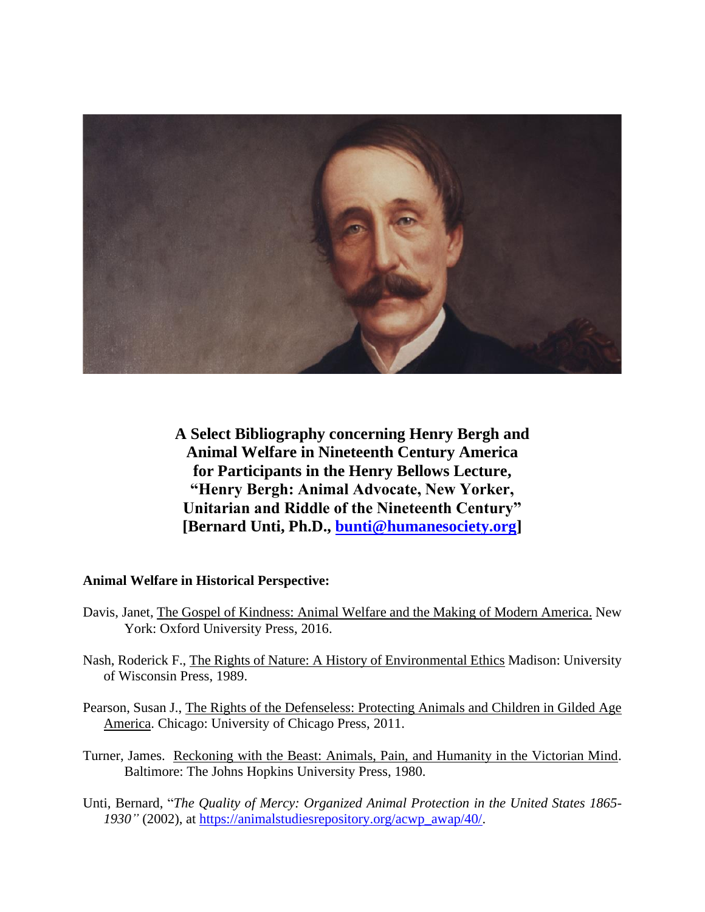**A Select Bibliography concerning Henry Bergh and Animal Welfare in Nineteenth Century America for Participants in the Henry Bellows Lecture, "Henry Bergh: Animal Advocate, New Yorker, Unitarian and Riddle of the Nineteenth Century" [Bernard Unti, Ph.D., bunti@humanesociety.org]**

**Animal Welfare in Historical Perspective:**

Davis, Janet, The Gospel of Kindness: Animal Welfare and the Making of Modern America. New York: Oxford University Press, 2016.

Nash, Roderick F., The Rights of Nature: A History of Environmental Ethics Madison: University of Wisconsin Press, 1989.

Pearson, Susan J., The Rights of the Defenseless: Protecting Animals and Children in Gilded Age America. Chicago: University of Chicago Press, 2011.

Turner, James. Reckoning with the Beast: Animals, Pain, and Humanity in the Victorian Mind. Baltimore: The Johns Hopkins University Press, 1980.

Unti, Bernard, "*The Quality of Mercy: Organized Animal Protection in the United States 1865-1930"* (2002), at https://animalstudiesrepository.org/acwp_awap/40/.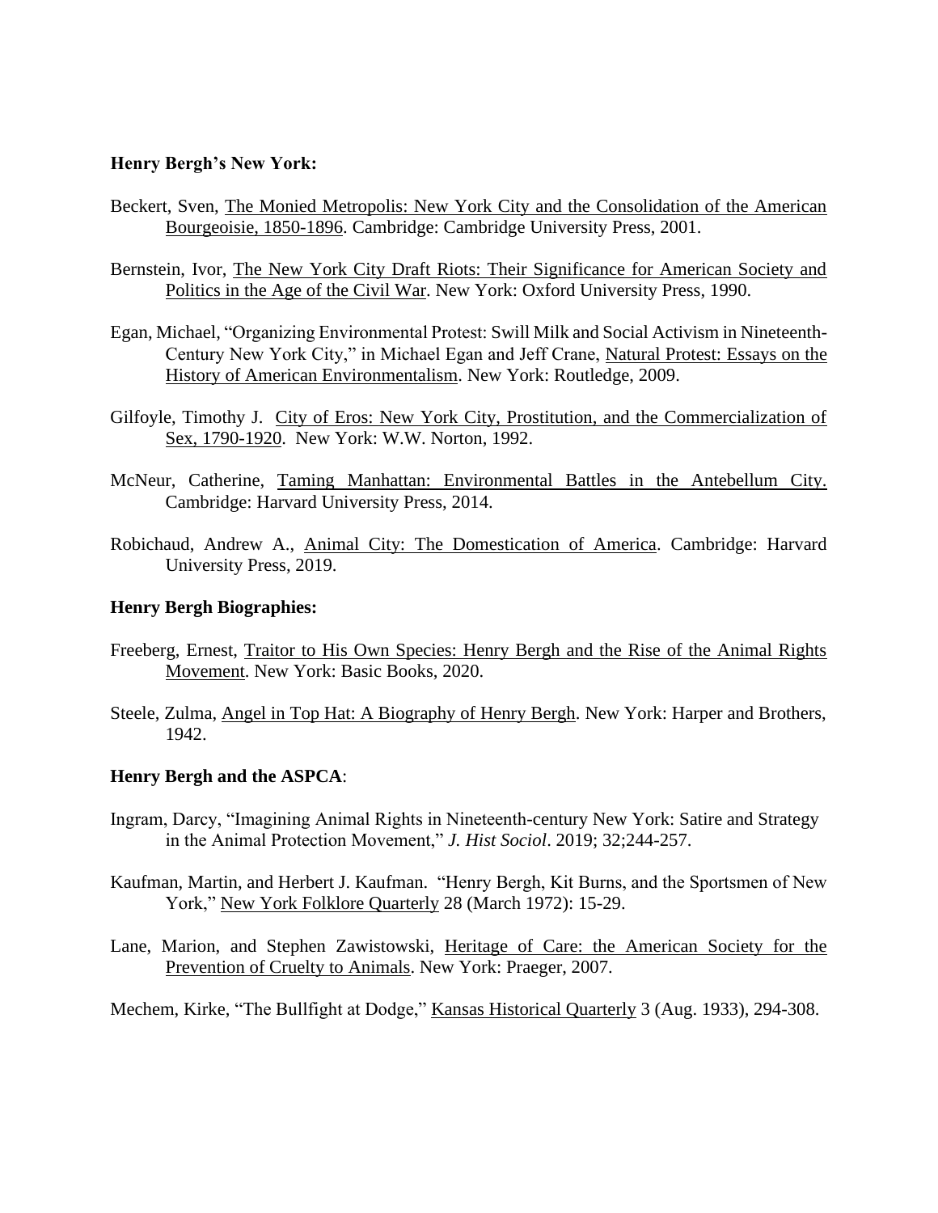**Henry Bergh's New York:**

Beckert, Sven, The Monied Metropolis: New York City and the Consolidation of the American Bourgeoisie, 1850-1896. Cambridge: Cambridge University Press, 2001.

Bernstein, Ivor, The New York City Draft Riots: Their Significance for American Society and Politics in the Age of the Civil War. New York: Oxford University Press, 1990.

Egan, Michael, "Organizing Environmental Protest: Swill Milk and Social Activism in Nineteenth-Century New York City," in Michael Egan and Jeff Crane, Natural Protest: Essays on the History of American Environmentalism. New York: Routledge, 2009.

Gilfoyle, Timothy J. City of Eros: New York City, Prostitution, and the Commercialization of Sex, 1790-1920. New York: W.W. Norton, 1992.

McNeur, Catherine, Taming Manhattan: Environmental Battles in the Antebellum City. Cambridge: Harvard University Press, 2014.

Robichaud, Andrew A., Animal City: The Domestication of America. Cambridge: Harvard University Press, 2019.

**Henry Bergh Biographies:**

Freeberg, Ernest, Traitor to His Own Species: Henry Bergh and the Rise of the Animal Rights Movement. New York: Basic Books, 2020.

Steele, Zulma, Angel in Top Hat: A Biography of Henry Bergh. New York: Harper and Brothers, 1942.

**Henry Bergh and the ASPCA**:

Ingram, Darcy, "Imagining Animal Rights in Nineteenth-century New York: Satire and Strategy in the Animal Protection Movement," *J. Hist Sociol*. 2019; 32;244-257.

Kaufman, Martin, and Herbert J. Kaufman. "Henry Bergh, Kit Burns, and the Sportsmen of New York," New York Folklore Quarterly 28 (March 1972): 15-29.

Lane, Marion, and Stephen Zawistowski, Heritage of Care: the American Society for the Prevention of Cruelty to Animals. New York: Praeger, 2007.

Mechem, Kirke, "The Bullfight at Dodge," Kansas Historical Quarterly 3 (Aug. 1933), 294-308.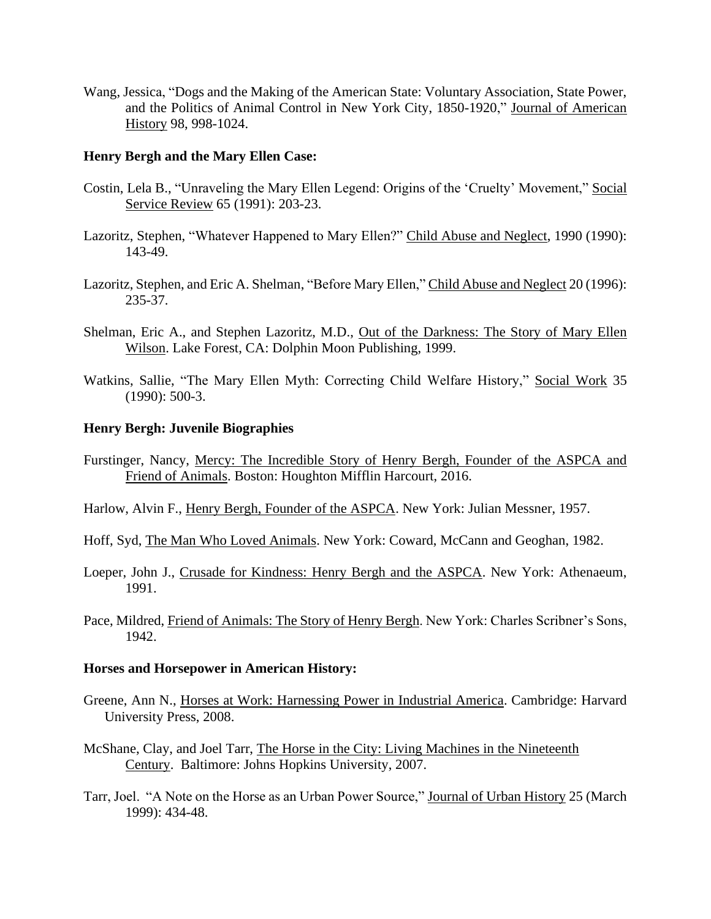Wang, Jessica, "Dogs and the Making of the American State: Voluntary Association, State Power, and the Politics of Animal Control in New York City, 1850-1920," Journal of American History 98, 998-1024.

**Henry Bergh and the Mary Ellen Case:**

Costin, Lela B., "Unraveling the Mary Ellen Legend: Origins of the 'Cruelty' Movement," Social Service Review 65 (1991): 203-23.

Lazoritz, Stephen, "Whatever Happened to Mary Ellen?" Child Abuse and Neglect, 1990 (1990): 143-49.

Lazoritz, Stephen, and Eric A. Shelman, "Before Mary Ellen," Child Abuse and Neglect 20 (1996): 235-37.

Shelman, Eric A., and Stephen Lazoritz, M.D., Out of the Darkness: The Story of Mary Ellen Wilson. Lake Forest, CA: Dolphin Moon Publishing, 1999.

Watkins, Sallie, "The Mary Ellen Myth: Correcting Child Welfare History," Social Work 35 (1990): 500-3.

**Henry Bergh: Juvenile Biographies**

Furstinger, Nancy, Mercy: The Incredible Story of Henry Bergh, Founder of the ASPCA and Friend of Animals. Boston: Houghton Mifflin Harcourt, 2016.

Harlow, Alvin F., Henry Bergh, Founder of the ASPCA. New York: Julian Messner, 1957.

Hoff, Syd, The Man Who Loved Animals. New York: Coward, McCann and Geoghan, 1982.

Loeper, John J., Crusade for Kindness: Henry Bergh and the ASPCA. New York: Athenaeum, 1991.

Pace, Mildred, Friend of Animals: The Story of Henry Bergh. New York: Charles Scribner's Sons, 1942.

**Horses and Horsepower in American History:**

Greene, Ann N., Horses at Work: Harnessing Power in Industrial America. Cambridge: Harvard University Press, 2008.

McShane, Clay, and Joel Tarr, The Horse in the City: Living Machines in the Nineteenth Century. Baltimore: Johns Hopkins University, 2007.

Tarr, Joel. "A Note on the Horse as an Urban Power Source," Journal of Urban History 25 (March 1999): 434-48.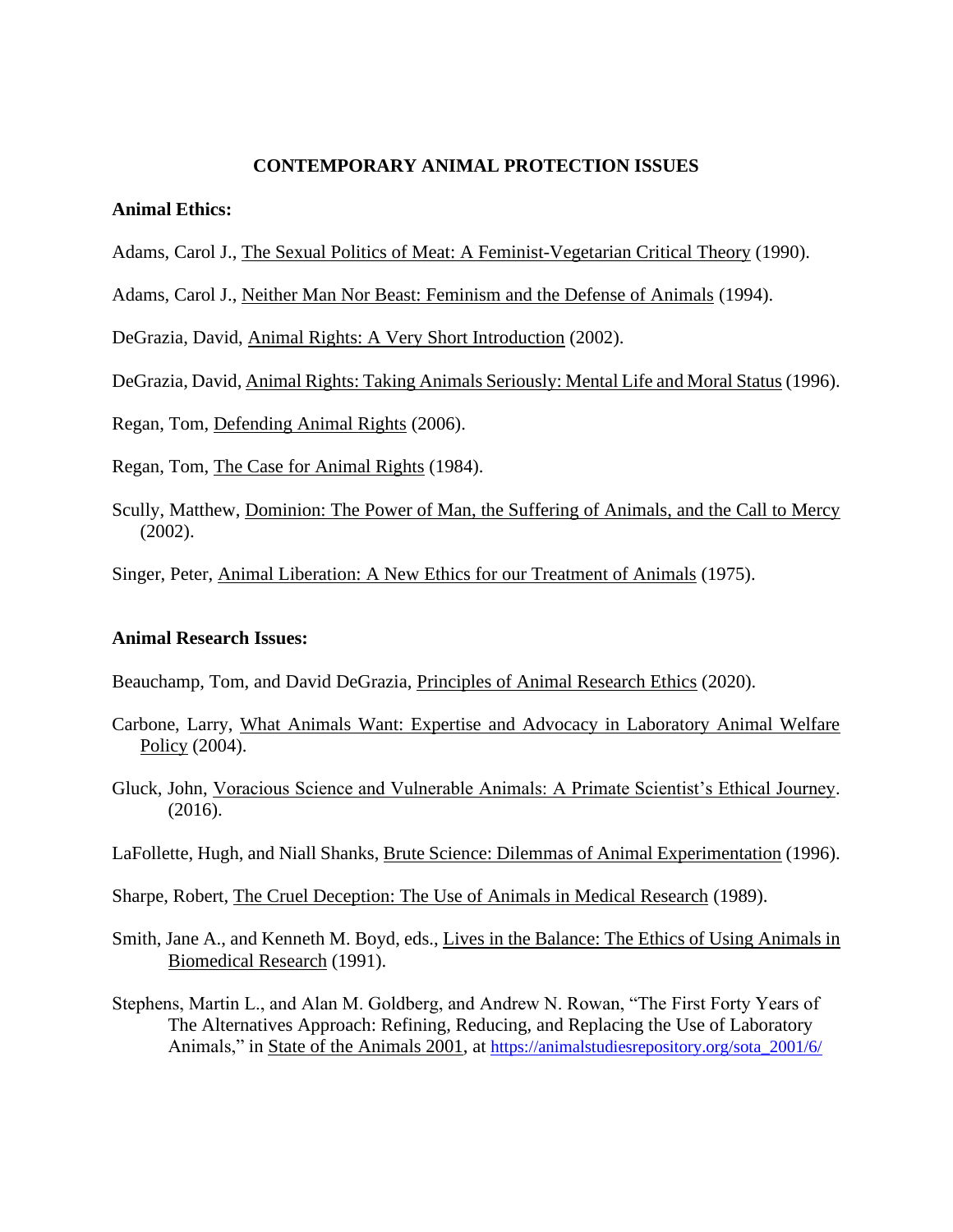**CONTEMPORARY ANIMAL PROTECTION ISSUES**

**Animal Ethics:**

Adams, Carol J., The Sexual Politics of Meat: A Feminist-Vegetarian Critical Theory (1990).

Adams, Carol J., Neither Man Nor Beast: Feminism and the Defense of Animals (1994).

DeGrazia, David, Animal Rights: A Very Short Introduction (2002).

DeGrazia, David, Animal Rights: Taking Animals Seriously: Mental Life and Moral Status (1996).

Regan, Tom, Defending Animal Rights (2006).

Regan, Tom, The Case for Animal Rights (1984).

Scully, Matthew, Dominion: The Power of Man, the Suffering of Animals, and the Call to Mercy (2002).

Singer, Peter, Animal Liberation: A New Ethics for our Treatment of Animals (1975).

**Animal Research Issues:**

Beauchamp, Tom, and David DeGrazia, Principles of Animal Research Ethics (2020).

Carbone, Larry, What Animals Want: Expertise and Advocacy in Laboratory Animal Welfare Policy (2004).

Gluck, John, Voracious Science and Vulnerable Animals: A Primate Scientist's Ethical Journey. (2016).

LaFollette, Hugh, and Niall Shanks, Brute Science: Dilemmas of Animal Experimentation (1996).

Sharpe, Robert, The Cruel Deception: The Use of Animals in Medical Research (1989).

Smith, Jane A., and Kenneth M. Boyd, eds., Lives in the Balance: The Ethics of Using Animals in Biomedical Research (1991).

Stephens, Martin L., and Alan M. Goldberg, and Andrew N. Rowan, "The First Forty Years of The Alternatives Approach: Refining, Reducing, and Replacing the Use of Laboratory Animals," in State of the Animals 2001, at https://animalstudiesrepository.org/sota_2001/6/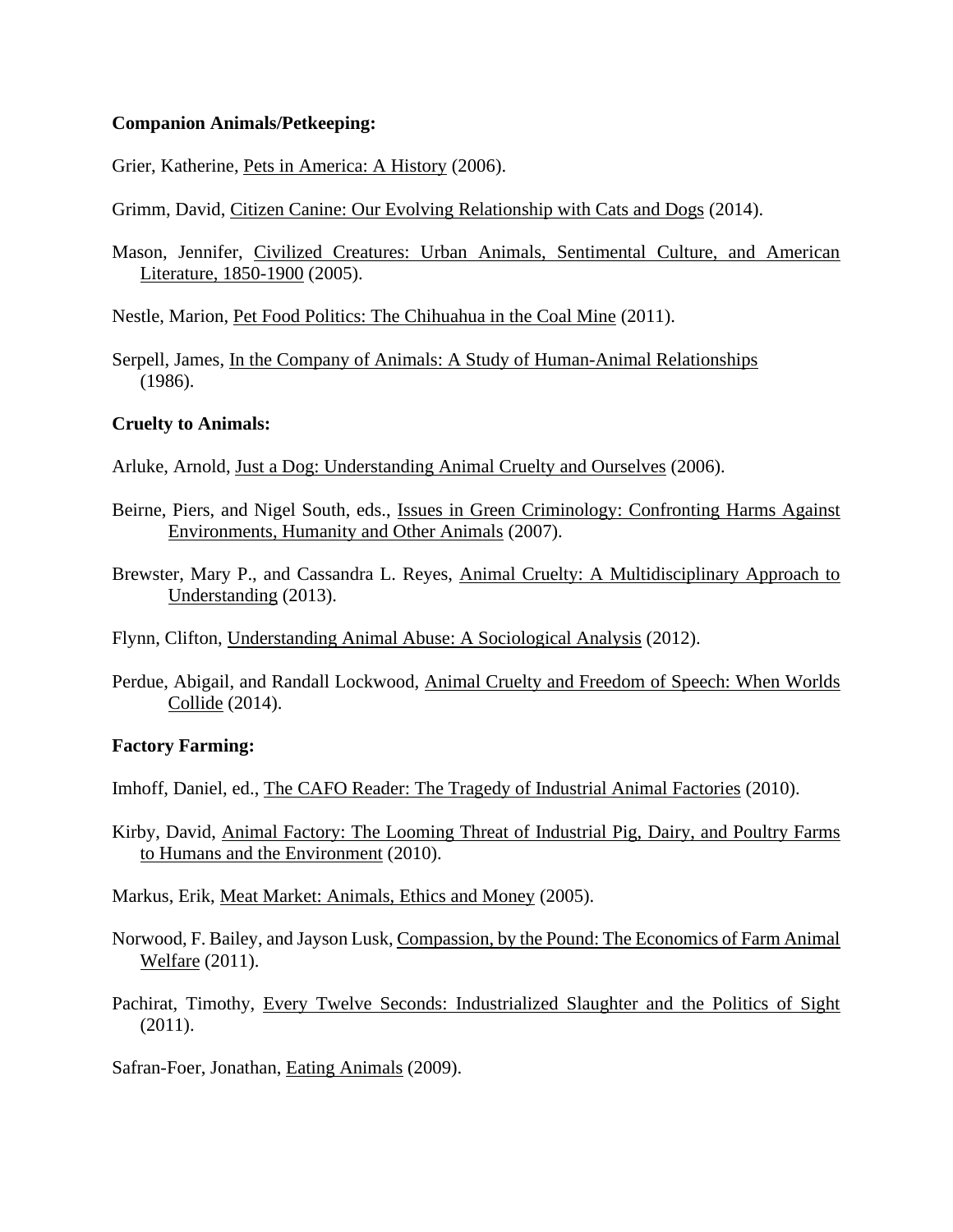**Companion Animals/Petkeeping:**

Grier, Katherine, Pets in America: A History (2006).

Grimm, David, Citizen Canine: Our Evolving Relationship with Cats and Dogs (2014).

Mason, Jennifer, Civilized Creatures: Urban Animals, Sentimental Culture, and American Literature, 1850-1900 (2005).

Nestle, Marion, Pet Food Politics: The Chihuahua in the Coal Mine (2011).

Serpell, James, In the Company of Animals: A Study of Human-Animal Relationships (1986).

**Cruelty to Animals:**

Arluke, Arnold, Just a Dog: Understanding Animal Cruelty and Ourselves (2006).

Beirne, Piers, and Nigel South, eds., Issues in Green Criminology: Confronting Harms Against Environments, Humanity and Other Animals (2007).

Brewster, Mary P., and Cassandra L. Reyes, Animal Cruelty: A Multidisciplinary Approach to Understanding (2013).

Flynn, Clifton, Understanding Animal Abuse: A Sociological Analysis (2012).

Perdue, Abigail, and Randall Lockwood, Animal Cruelty and Freedom of Speech: When Worlds Collide (2014).

**Factory Farming:**

Imhoff, Daniel, ed., The CAFO Reader: The Tragedy of Industrial Animal Factories (2010).

Kirby, David, Animal Factory: The Looming Threat of Industrial Pig, Dairy, and Poultry Farms to Humans and the Environment (2010).

Markus, Erik, Meat Market: Animals, Ethics and Money (2005).

Norwood, F. Bailey, and Jayson Lusk, Compassion, by the Pound: The Economics of Farm Animal Welfare (2011).

Pachirat, Timothy, Every Twelve Seconds: Industrialized Slaughter and the Politics of Sight (2011).

Safran-Foer, Jonathan, Eating Animals (2009).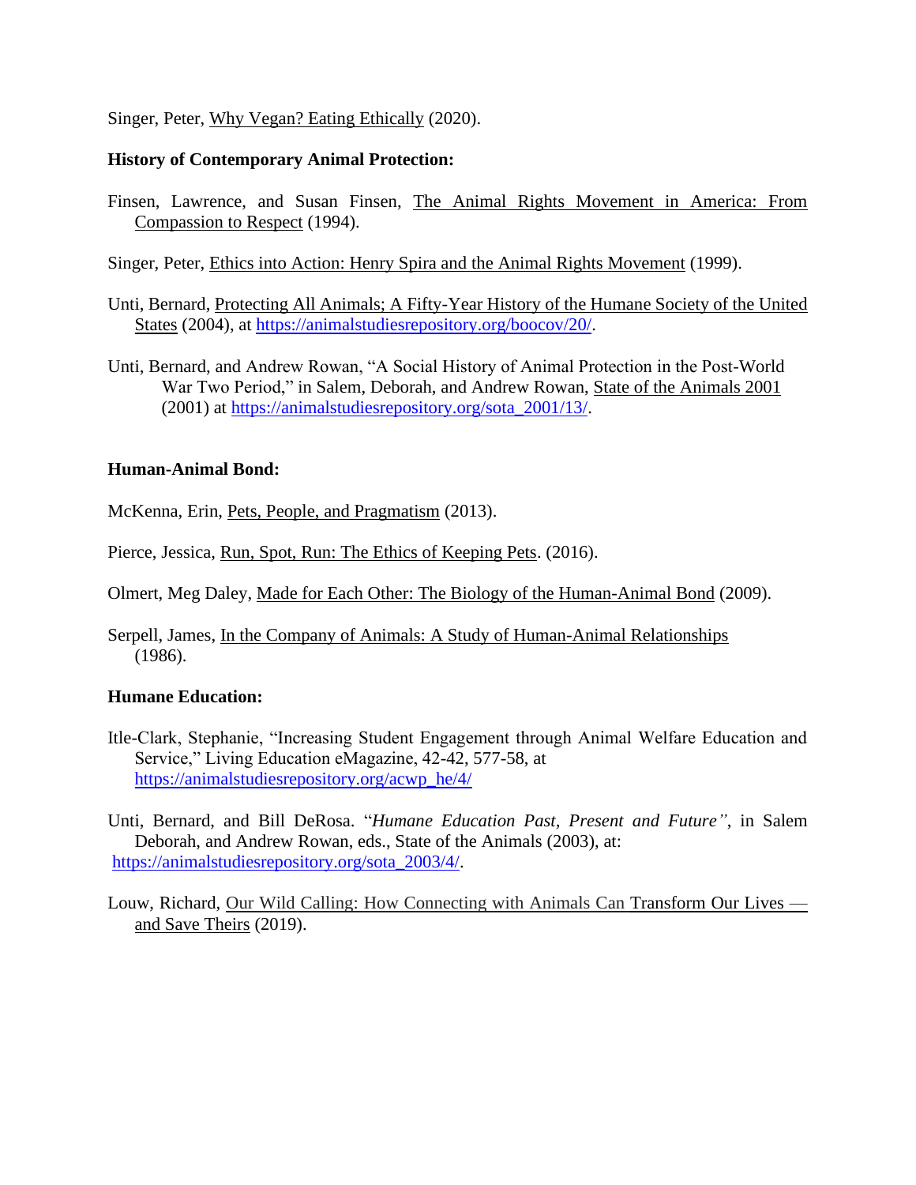Singer, Peter, Why Vegan? Eating Ethically (2020).

**History of Contemporary Animal Protection:**

Finsen, Lawrence, and Susan Finsen, The Animal Rights Movement in America: From Compassion to Respect (1994).

Singer, Peter, Ethics into Action: Henry Spira and the Animal Rights Movement (1999).

Unti, Bernard, Protecting All Animals; A Fifty-Year History of the Humane Society of the United States (2004), at https://animalstudiesrepository.org/boocov/20/.

Unti, Bernard, and Andrew Rowan, "A Social History of Animal Protection in the Post-World War Two Period," in Salem, Deborah, and Andrew Rowan, State of the Animals 2001 (2001) at https://animalstudiesrepository.org/sota_2001/13/.

**Human-Animal Bond:**

McKenna, Erin, Pets, People, and Pragmatism (2013).

Pierce, Jessica, Run, Spot, Run: The Ethics of Keeping Pets. (2016).

Olmert, Meg Daley, Made for Each Other: The Biology of the Human-Animal Bond (2009).

Serpell, James, In the Company of Animals: A Study of Human-Animal Relationships (1986).

**Humane Education:**

Itle-Clark, Stephanie, "Increasing Student Engagement through Animal Welfare Education and Service," Living Education eMagazine, 42-42, 577-58, at https://animalstudiesrepository.org/acwp_he/4/

Unti, Bernard, and Bill DeRosa. "*Humane Education Past, Present and Future"*, in Salem Deborah, and Andrew Rowan, eds., State of the Animals (2003), at: https://animalstudiesrepository.org/sota_2003/4/.

Louw, Richard, Our Wild Calling: How Connecting with Animals Can Transform Our Lives — and Save Theirs (2019).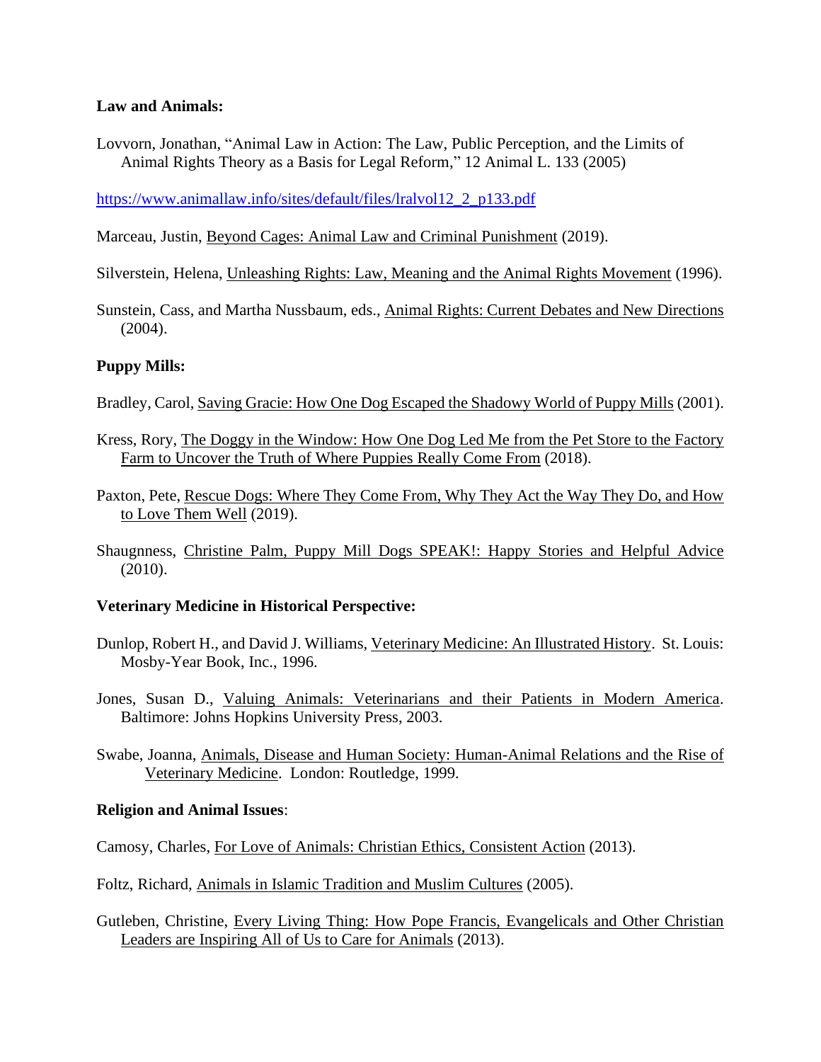**Law and Animals:**

Lovvorn, Jonathan, "Animal Law in Action: The Law, Public Perception, and the Limits of Animal Rights Theory as a Basis for Legal Reform," 12 Animal L. 133 (2005)

https://www.animallaw.info/sites/default/files/lralvol12_2_p133.pdf

Marceau, Justin, Beyond Cages: Animal Law and Criminal Punishment (2019).

Silverstein, Helena, Unleashing Rights: Law, Meaning and the Animal Rights Movement (1996).

Sunstein, Cass, and Martha Nussbaum, eds., Animal Rights: Current Debates and New Directions (2004).

**Puppy Mills:**

Bradley, Carol, Saving Gracie: How One Dog Escaped the Shadowy World of Puppy Mills (2001).

Kress, Rory, The Doggy in the Window: How One Dog Led Me from the Pet Store to the Factory Farm to Uncover the Truth of Where Puppies Really Come From (2018).

Paxton, Pete, Rescue Dogs: Where They Come From, Why They Act the Way They Do, and How to Love Them Well (2019).

Shaugnness, Christine Palm, Puppy Mill Dogs SPEAK!: Happy Stories and Helpful Advice (2010).

**Veterinary Medicine in Historical Perspective:**

Dunlop, Robert H., and David J. Williams, Veterinary Medicine: An Illustrated History. St. Louis: Mosby-Year Book, Inc., 1996.

Jones, Susan D., Valuing Animals: Veterinarians and their Patients in Modern America. Baltimore: Johns Hopkins University Press, 2003.

Swabe, Joanna, Animals, Disease and Human Society: Human-Animal Relations and the Rise of Veterinary Medicine. London: Routledge, 1999.

**Religion and Animal Issues**:

Camosy, Charles, For Love of Animals: Christian Ethics, Consistent Action (2013).

Foltz, Richard, Animals in Islamic Tradition and Muslim Cultures (2005).

Gutleben, Christine, Every Living Thing: How Pope Francis, Evangelicals and Other Christian Leaders are Inspiring All of Us to Care for Animals (2013).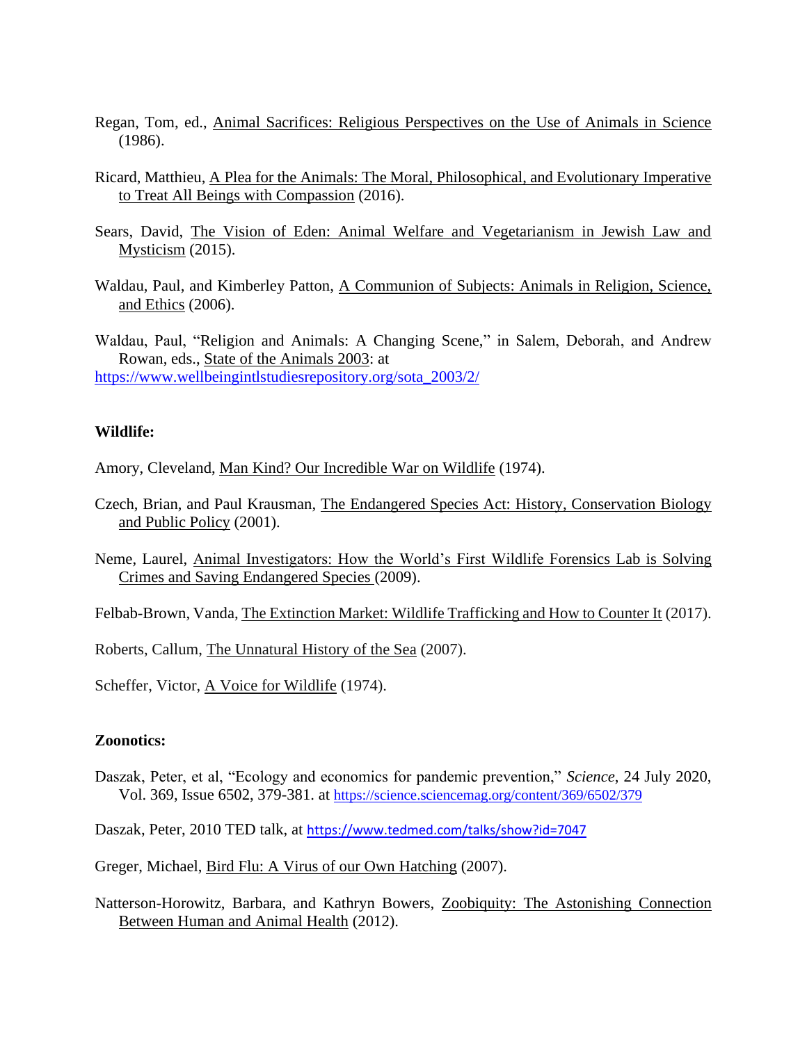Regan, Tom, ed., Animal Sacrifices: Religious Perspectives on the Use of Animals in Science (1986).

Ricard, Matthieu, A Plea for the Animals: The Moral, Philosophical, and Evolutionary Imperative to Treat All Beings with Compassion (2016).

Sears, David, The Vision of Eden: Animal Welfare and Vegetarianism in Jewish Law and Mysticism (2015).

Waldau, Paul, and Kimberley Patton, A Communion of Subjects: Animals in Religion, Science, and Ethics (2006).

Waldau, Paul, "Religion and Animals: A Changing Scene," in Salem, Deborah, and Andrew Rowan, eds., State of the Animals 2003: at https://www.wellbeingintlstudiesrepository.org/sota_2003/2/

**Wildlife:**

Amory, Cleveland, Man Kind? Our Incredible War on Wildlife (1974).

Czech, Brian, and Paul Krausman, The Endangered Species Act: History, Conservation Biology and Public Policy (2001).

Neme, Laurel, Animal Investigators: How the World's First Wildlife Forensics Lab is Solving Crimes and Saving Endangered Species (2009).

Felbab-Brown, Vanda, The Extinction Market: Wildlife Trafficking and How to Counter It (2017).

Roberts, Callum, The Unnatural History of the Sea (2007).

Scheffer, Victor, A Voice for Wildlife (1974).

**Zoonotics:**

Daszak, Peter, et al, "Ecology and economics for pandemic prevention," *Science*, 24 July 2020, Vol. 369, Issue 6502, 379-381. at https://science.sciencemag.org/content/369/6502/379

Daszak, Peter, 2010 TED talk, at https://www.tedmed.com/talks/show?id=7047

Greger, Michael, Bird Flu: A Virus of our Own Hatching (2007).

Natterson-Horowitz, Barbara, and Kathryn Bowers, Zoobiquity: The Astonishing Connection Between Human and Animal Health (2012).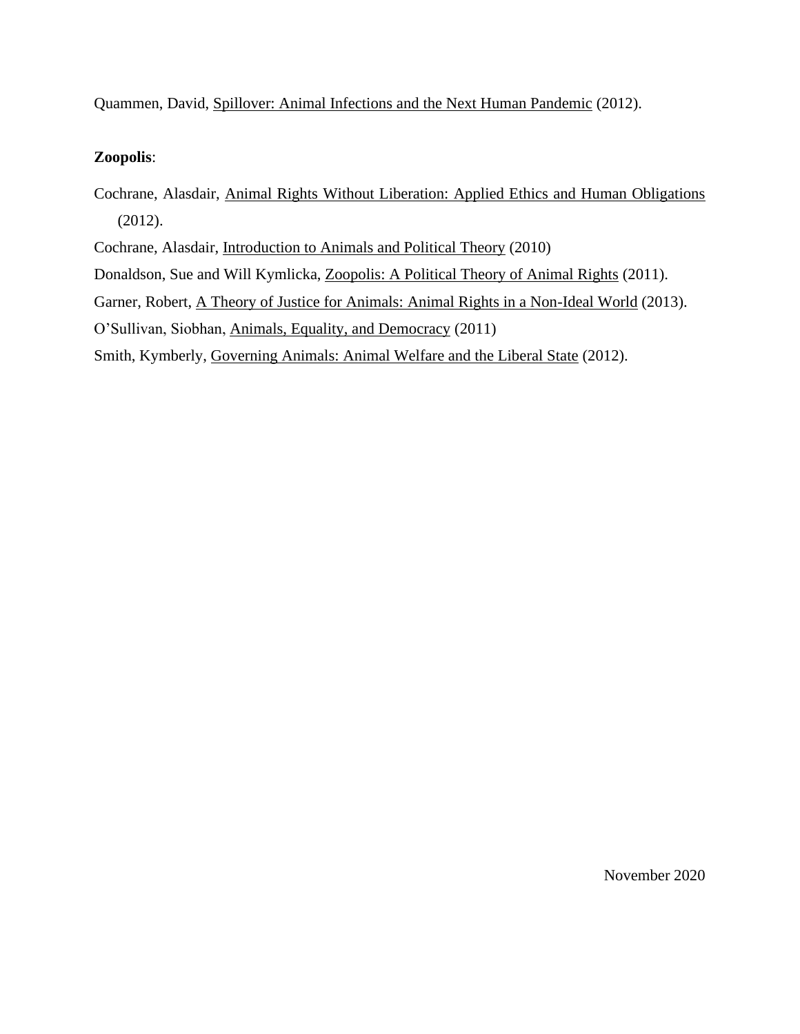Quammen, David, Spillover: Animal Infections and the Next Human Pandemic (2012).

**Zoopolis**:

Cochrane, Alasdair, Animal Rights Without Liberation: Applied Ethics and Human Obligations (2012).

Cochrane, Alasdair, Introduction to Animals and Political Theory (2010)

Donaldson, Sue and Will Kymlicka, Zoopolis: A Political Theory of Animal Rights (2011).

Garner, Robert, A Theory of Justice for Animals: Animal Rights in a Non-Ideal World (2013).

O'Sullivan, Siobhan, Animals, Equality, and Democracy (2011)

Smith, Kymberly, Governing Animals: Animal Welfare and the Liberal State (2012).

November 2020